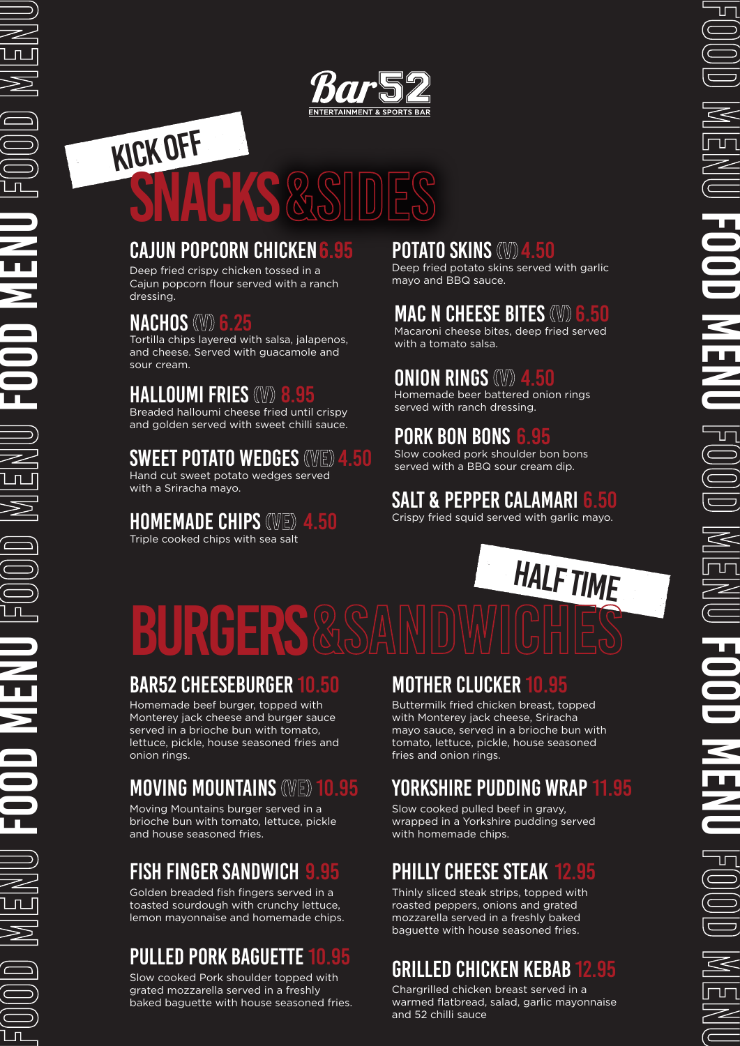# Bar52

ENTERTAINMENT & SPORTS BAR

KICK OFF

## SNACKS & SIDES

### CAJUN POPCORN CHICKEN 6.95
Deep fried crispy chicken tossed in a Cajun popcorn flour served with a ranch dressing.

### NACHOS (V) 6.25
Tortilla chips layered with salsa, jalapenos, and cheese. Served with guacamole and sour cream.

### HALLOUMI FRIES (V) 8.95
Breaded halloumi cheese fried until crispy and golden served with sweet chilli sauce.

### SWEET POTATO WEDGES (VE) 4.50
Hand cut sweet potato wedges served with a Sriracha mayo.

### HOMEMADE CHIPS (VE) 4.50
Triple cooked chips with sea salt

### POTATO SKINS (V) 4.50
Deep fried potato skins served with garlic mayo and BBQ sauce.

### MAC N CHEESE BITES (V) 6.50
Macaroni cheese bites, deep fried served with a tomato salsa.

### ONION RINGS (V) 4.50
Homemade beer battered onion rings served with ranch dressing.

### PORK BON BONS 6.95
Slow cooked pork shoulder bon bons served with a BBQ sour cream dip.

### SALT & PEPPER CALAMARI 6.50
Crispy fried squid served with garlic mayo.

HALF TIME

## BURGERS & SANDWICHES

### BAR52 CHEESEBURGER 10.50
Homemade beef burger, topped with Monterey jack cheese and burger sauce served in a brioche bun with tomato, lettuce, pickle, house seasoned fries and onion rings.

### MOVING MOUNTAINS (VE) 10.95
Moving Mountains burger served in a brioche bun with tomato, lettuce, pickle and house seasoned fries.

### FISH FINGER SANDWICH 9.95
Golden breaded fish fingers served in a toasted sourdough with crunchy lettuce, lemon mayonnaise and homemade chips.

### PULLED PORK BAGUETTE 10.95
Slow cooked Pork shoulder topped with grated mozzarella served in a freshly baked baguette with house seasoned fries.

### MOTHER CLUCKER 10.95
Buttermilk fried chicken breast, topped with Monterey jack cheese, Sriracha mayo sauce, served in a brioche bun with tomato, lettuce, pickle, house seasoned fries and onion rings.

### YORKSHIRE PUDDING WRAP 11.95
Slow cooked pulled beef in gravy, wrapped in a Yorkshire pudding served with homemade chips.

### PHILLY CHEESE STEAK 12.95
Thinly sliced steak strips, topped with roasted peppers, onions and grated mozzarella served in a freshly baked baguette with house seasoned fries.

### GRILLED CHICKEN KEBAB 12.95
Chargrilled chicken breast served in a warmed flatbread, salad, garlic mayonnaise and 52 chilli sauce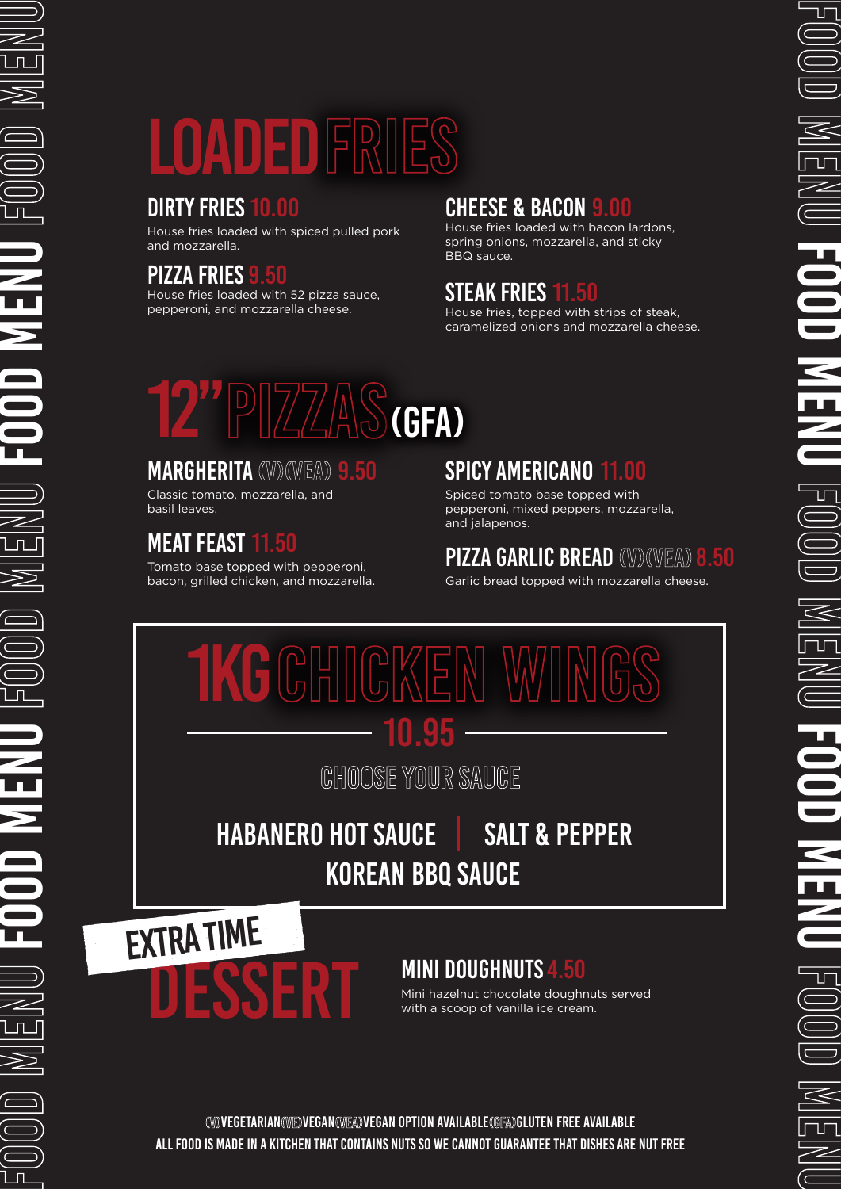# LOADED FRIES

### DIRTY FRIES 10.00

House fries loaded with spiced pulled pork and mozzarella.

### PIZZA FRIES 9.50

House fries loaded with 52 pizza sauce, pepperoni, and mozzarella cheese.

### CHEESE & BACON 9.00

House fries loaded with bacon lardons, spring onions, mozzarella, and sticky BBQ sauce.

### STEAK FRIES 11.50

House fries, topped with strips of steak, caramelized onions and mozzarella cheese.

# 12" PIZZAS (GFA)

### MARGHERITA (V)(VEA) 9.50

Classic tomato, mozzarella, and basil leaves.

### MEAT FEAST 11.50

Tomato base topped with pepperoni, bacon, grilled chicken, and mozzarella.

### SPICY AMERICANO 11.00

Spiced tomato base topped with pepperoni, mixed peppers, mozzarella, and jalapenos.

### PIZZA GARLIC BREAD (V)(VEA) 8.50

Garlic bread topped with mozzarella cheese.

# 1KG CHICKEN WINGS

## 10.95

CHOOSE YOUR SAUCE

HABANERO HOT SAUCE | SALT & PEPPER

KOREAN BBQ SAUCE

# EXTRA TIME DESSERT

### MINI DOUGHNUTS 4.50

Mini hazelnut chocolate doughnuts served with a scoop of vanilla ice cream.

(V) VEGETARIAN (VE) VEGAN (VEA) VEGAN OPTION AVAILABLE (GFA) GLUTEN FREE AVAILABLE

ALL FOOD IS MADE IN A KITCHEN THAT CONTAINS NUTS SO WE CANNOT GUARANTEE THAT DISHES ARE NUT FREE